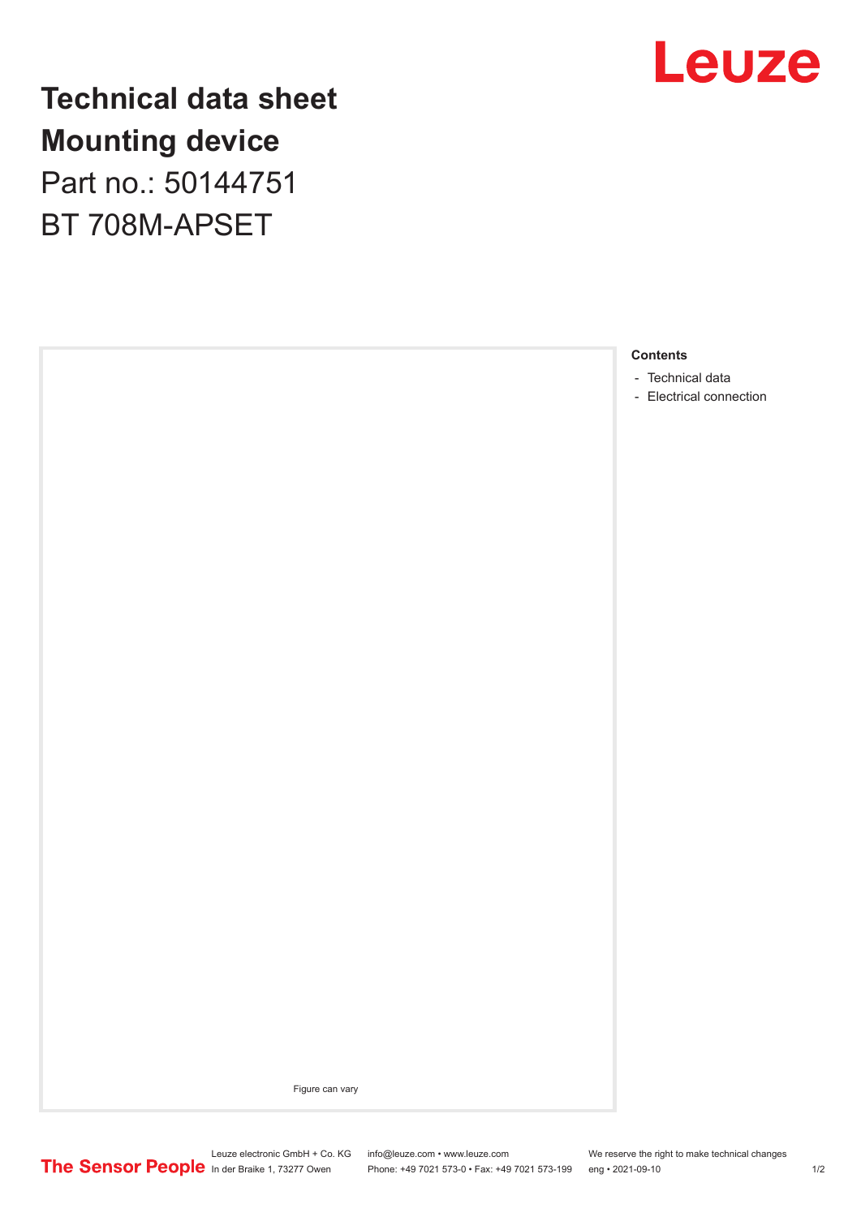# Technical data sheet
# Mounting device
## Part no.: 50144751
## BT 708M-APSET

Figure can vary

**Contents**

- Technical data
- Electrical connection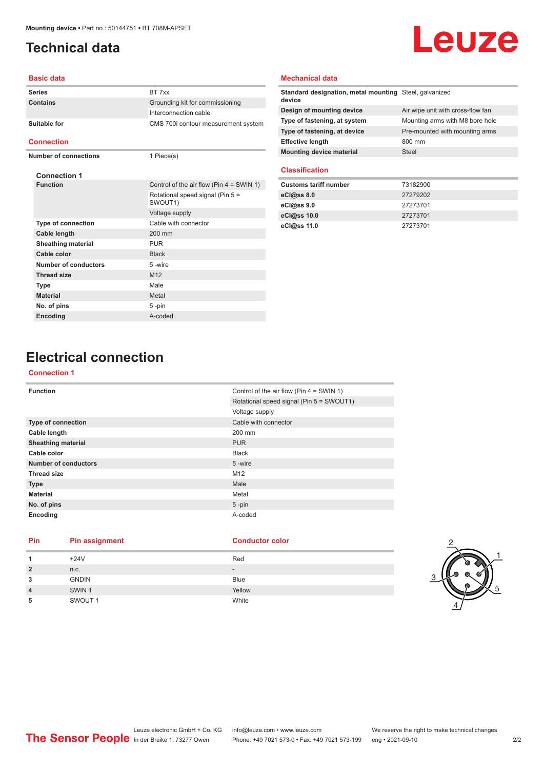# Technical data

## Basic data

| | |
|---|---|
| **Series** | BT 7xx |
| **Contains** | Grounding kit for commissioning |
| | Interconnection cable |
| **Suitable for** | CMS 700i contour measurement system |

## Connection

| | |
|---|---|
| **Number of connections** | 1 Piece(s) |

### Connection 1

| | |
|---|---|
| **Function** | Control of the air flow (Pin 4 = SWIN 1) |
| | Rotational speed signal (Pin 5 = SWOUT1) |
| | Voltage supply |
| **Type of connection** | Cable with connector |
| **Cable length** | 200 mm |
| **Sheathing material** | PUR |
| **Cable color** | Black |
| **Number of conductors** | 5 -wire |
| **Thread size** | M12 |
| **Type** | Male |
| **Material** | Metal |
| **No. of pins** | 5 -pin |
| **Encoding** | A-coded |

## Mechanical data

| | |
|---|---|
| **Standard designation, metal mounting device** | Steel, galvanized |
| **Design of mounting device** | Air wipe unit with cross-flow fan |
| **Type of fastening, at system** | Mounting arms with M8 bore hole |
| **Type of fastening, at device** | Pre-mounted with mounting arms |
| **Effective length** | 800 mm |
| **Mounting device material** | Steel |

## Classification

| | |
|---|---|
| **Customs tariff number** | 73182900 |
| **eCl@ss 8.0** | 27279202 |
| **eCl@ss 9.0** | 27273701 |
| **eCl@ss 10.0** | 27273701 |
| **eCl@ss 11.0** | 27273701 |

# Electrical connection

## Connection 1

| | |
|---|---|
| **Function** | Control of the air flow (Pin 4 = SWIN 1) |
| | Rotational speed signal (Pin 5 = SWOUT1) |
| | Voltage supply |
| **Type of connection** | Cable with connector |
| **Cable length** | 200 mm |
| **Sheathing material** | PUR |
| **Cable color** | Black |
| **Number of conductors** | 5 -wire |
| **Thread size** | M12 |
| **Type** | Male |
| **Material** | Metal |
| **No. of pins** | 5 -pin |
| **Encoding** | A-coded |

| Pin | Pin assignment | Conductor color |
|---|---|---|
| **1** | +24V | Red |
| **2** | n.c. | - |
| **3** | GNDIN | Blue |
| **4** | SWIN 1 | Yellow |
| **5** | SWOUT 1 | White |

2
1
3
5
4

Leuze electronic GmbH + Co. KG
In der Braike 1, 73277 Owen

info@leuze.com • www.leuze.com
Phone: +49 7021 573-0 • Fax: +49 7021 573-199

We reserve the right to make technical changes
eng • 2021-09-10